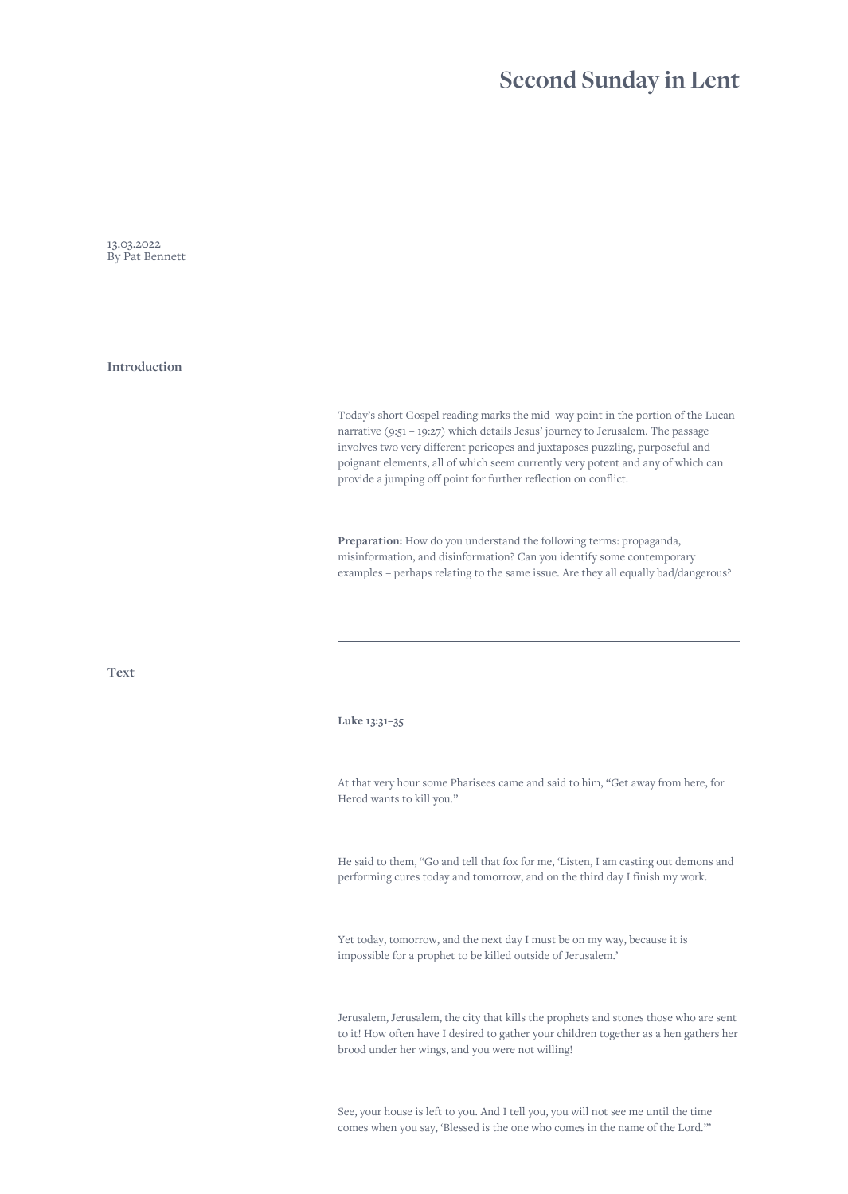# Second Sunday in Lent

13.03.2022
By Pat Bennett

## Introduction

Today's short Gospel reading marks the mid–way point in the portion of the Lucan narrative (9:51 – 19:27) which details Jesus' journey to Jerusalem. The passage involves two very different pericopes and juxtaposes puzzling, purposeful and poignant elements, all of which seem currently very potent and any of which can provide a jumping off point for further reflection on conflict.

**Preparation:** How do you understand the following terms: propaganda, misinformation, and disinformation? Can you identify some contemporary examples – perhaps relating to the same issue. Are they all equally bad/dangerous?

---

## Text

**Luke 13:31–35**

At that very hour some Pharisees came and said to him, "Get away from here, for Herod wants to kill you."

He said to them, "Go and tell that fox for me, 'Listen, I am casting out demons and performing cures today and tomorrow, and on the third day I finish my work.

Yet today, tomorrow, and the next day I must be on my way, because it is impossible for a prophet to be killed outside of Jerusalem.'

Jerusalem, Jerusalem, the city that kills the prophets and stones those who are sent to it! How often have I desired to gather your children together as a hen gathers her brood under her wings, and you were not willing!

See, your house is left to you. And I tell you, you will not see me until the time comes when you say, 'Blessed is the one who comes in the name of the Lord.'"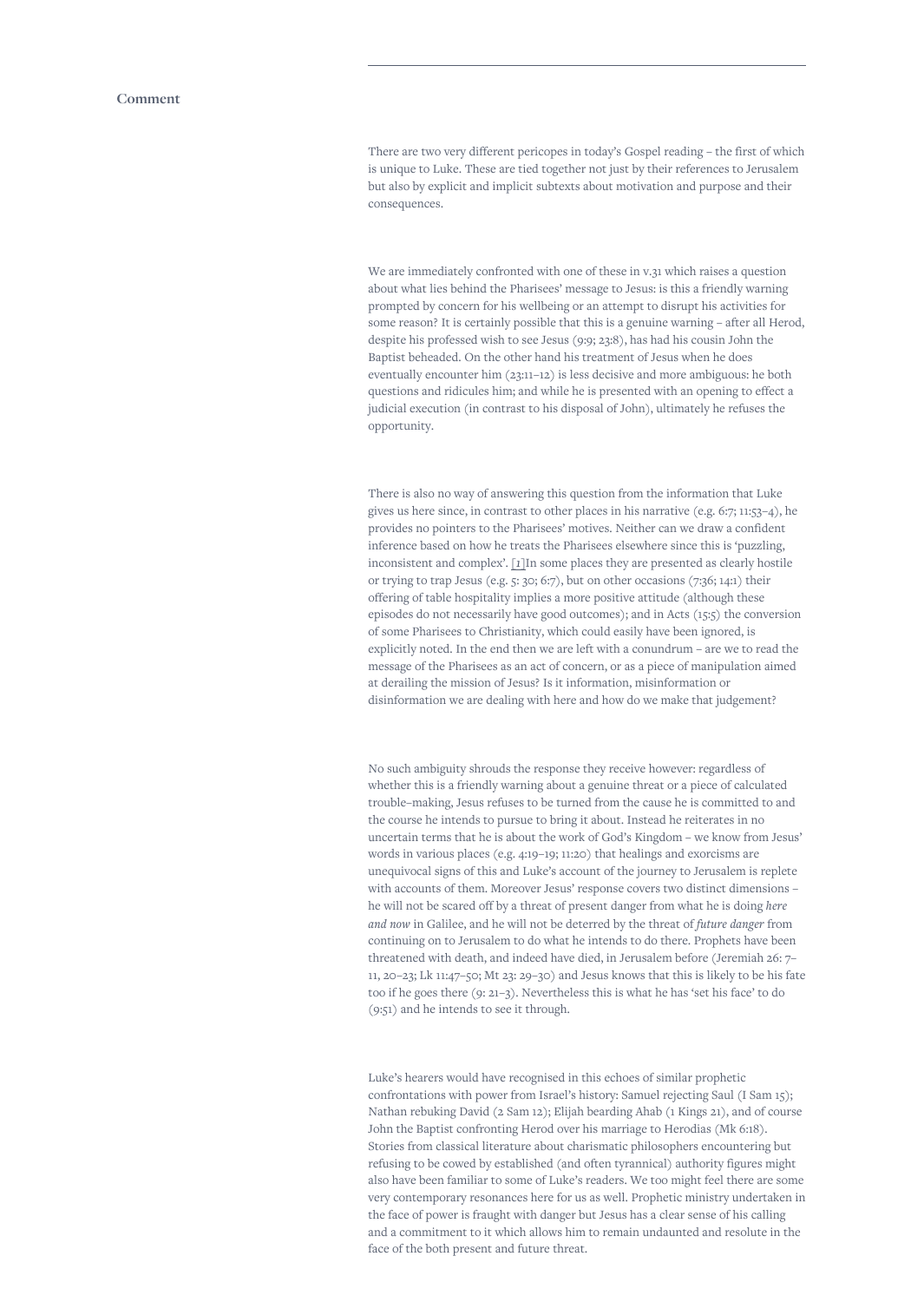## Comment

There are two very different pericopes in today's Gospel reading – the first of which is unique to Luke. These are tied together not just by their references to Jerusalem but also by explicit and implicit subtexts about motivation and purpose and their consequences.

We are immediately confronted with one of these in v.31 which raises a question about what lies behind the Pharisees' message to Jesus: is this a friendly warning prompted by concern for his wellbeing or an attempt to disrupt his activities for some reason? It is certainly possible that this is a genuine warning – after all Herod, despite his professed wish to see Jesus (9:9; 23:8), has had his cousin John the Baptist beheaded. On the other hand his treatment of Jesus when he does eventually encounter him (23:11–12) is less decisive and more ambiguous: he both questions and ridicules him; and while he is presented with an opening to effect a judicial execution (in contrast to his disposal of John), ultimately he refuses the opportunity.

There is also no way of answering this question from the information that Luke gives us here since, in contrast to other places in his narrative (e.g. 6:7; 11:53–4), he provides no pointers to the Pharisees' motives. Neither can we draw a confident inference based on how he treats the Pharisees elsewhere since this is 'puzzling, inconsistent and complex'. [1]In some places they are presented as clearly hostile or trying to trap Jesus (e.g. 5: 30; 6:7), but on other occasions (7:36; 14:1) their offering of table hospitality implies a more positive attitude (although these episodes do not necessarily have good outcomes); and in Acts (15:5) the conversion of some Pharisees to Christianity, which could easily have been ignored, is explicitly noted. In the end then we are left with a conundrum – are we to read the message of the Pharisees as an act of concern, or as a piece of manipulation aimed at derailing the mission of Jesus? Is it information, misinformation or disinformation we are dealing with here and how do we make that judgement?

No such ambiguity shrouds the response they receive however: regardless of whether this is a friendly warning about a genuine threat or a piece of calculated trouble-making, Jesus refuses to be turned from the cause he is committed to and the course he intends to pursue to bring it about. Instead he reiterates in no uncertain terms that he is about the work of God's Kingdom – we know from Jesus' words in various places (e.g. 4:19–19; 11:20) that healings and exorcisms are unequivocal signs of this and Luke's account of the journey to Jerusalem is replete with accounts of them. Moreover Jesus' response covers two distinct dimensions – he will not be scared off by a threat of present danger from what he is doing *here and now* in Galilee, and he will not be deterred by the threat of *future danger* from continuing on to Jerusalem to do what he intends to do there. Prophets have been threatened with death, and indeed have died, in Jerusalem before (Jeremiah 26: 7–11, 20–23; Lk 11:47–50; Mt 23: 29–30) and Jesus knows that this is likely to be his fate too if he goes there (9: 21–3). Nevertheless this is what he has 'set his face' to do (9:51) and he intends to see it through.

Luke's hearers would have recognised in this echoes of similar prophetic confrontations with power from Israel's history: Samuel rejecting Saul (I Sam 15); Nathan rebuking David (2 Sam 12); Elijah bearding Ahab (1 Kings 21), and of course John the Baptist confronting Herod over his marriage to Herodias (Mk 6:18). Stories from classical literature about charismatic philosophers encountering but refusing to be cowed by established (and often tyrannical) authority figures might also have been familiar to some of Luke's readers. We too might feel there are some very contemporary resonances here for us as well. Prophetic ministry undertaken in the face of power is fraught with danger but Jesus has a clear sense of his calling and a commitment to it which allows him to remain undaunted and resolute in the face of the both present and future threat.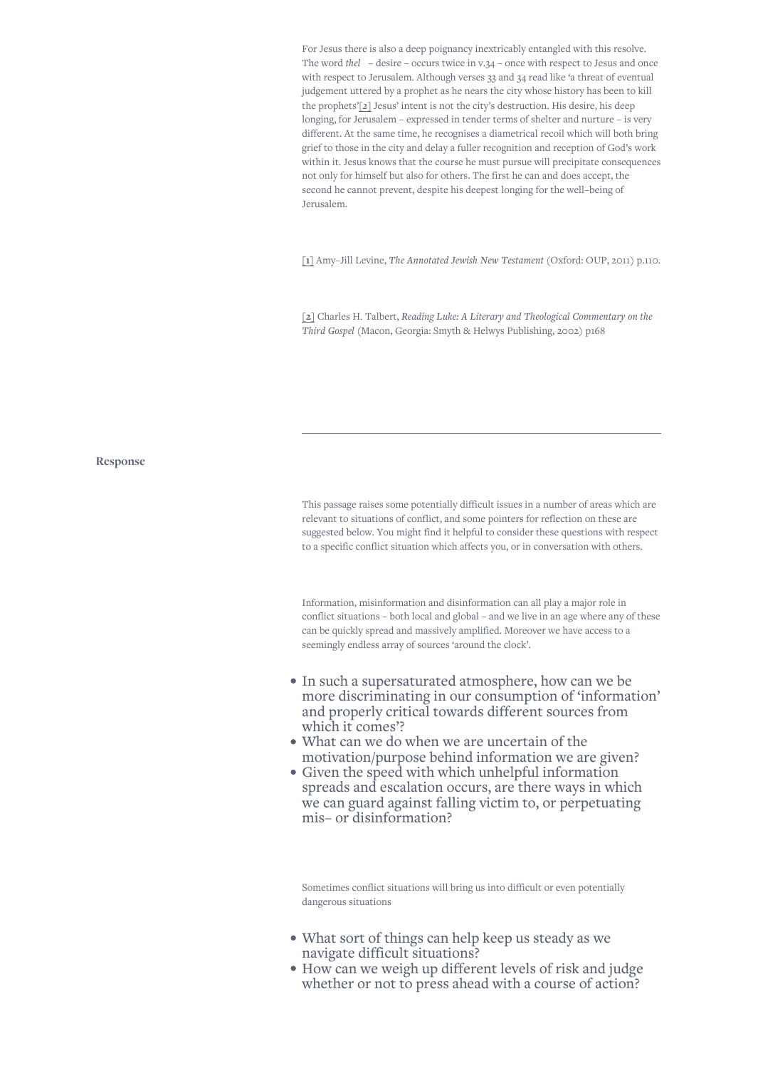For Jesus there is also a deep poignancy inextricably entangled with this resolve. The word *thel* – desire – occurs twice in v.34 – once with respect to Jesus and once with respect to Jerusalem. Although verses 33 and 34 read like 'a threat of eventual judgement uttered by a prophet as he nears the city whose history has been to kill the prophets'[2] Jesus' intent is not the city's destruction. His desire, his deep longing, for Jerusalem – expressed in tender terms of shelter and nurture – is very different. At the same time, he recognises a diametrical recoil which will both bring grief to those in the city and delay a fuller recognition and reception of God's work within it. Jesus knows that the course he must pursue will precipitate consequences not only for himself but also for others. The first he can and does accept, the second he cannot prevent, despite his deepest longing for the well-being of Jerusalem.

[1] Amy-Jill Levine, *The Annotated Jewish New Testament* (Oxford: OUP, 2011) p.110.

[2] Charles H. Talbert, *Reading Luke: A Literary and Theological Commentary on the Third Gospel* (Macon, Georgia: Smyth & Helwys Publishing, 2002) p168

---

## Response

This passage raises some potentially difficult issues in a number of areas which are relevant to situations of conflict, and some pointers for reflection on these are suggested below. You might find it helpful to consider these questions with respect to a specific conflict situation which affects you, or in conversation with others.

Information, misinformation and disinformation can all play a major role in conflict situations – both local and global – and we live in an age where any of these can be quickly spread and massively amplified. Moreover we have access to a seemingly endless array of sources 'around the clock'.

- In such a supersaturated atmosphere, how can we be more discriminating in our consumption of 'information' and properly critical towards different sources from which it comes'?
- What can we do when we are uncertain of the motivation/purpose behind information we are given?
- Given the speed with which unhelpful information spreads and escalation occurs, are there ways in which we can guard against falling victim to, or perpetuating mis- or disinformation?

Sometimes conflict situations will bring us into difficult or even potentially dangerous situations

- What sort of things can help keep us steady as we navigate difficult situations?
- How can we weigh up different levels of risk and judge whether or not to press ahead with a course of action?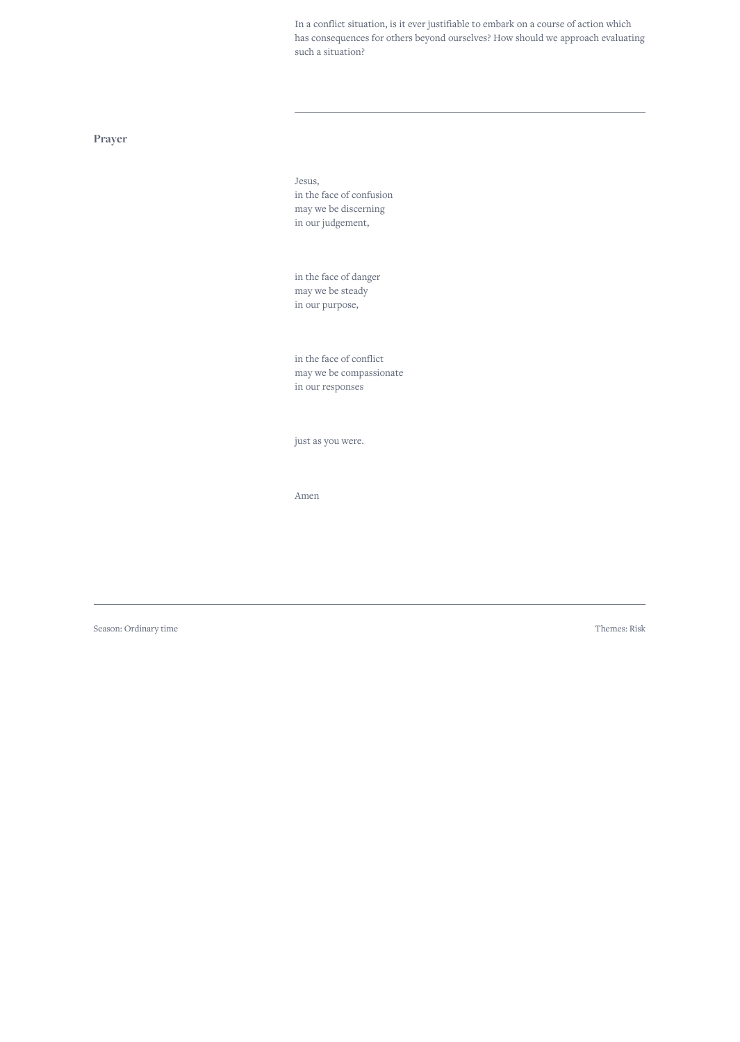In a conflict situation, is it ever justifiable to embark on a course of action which has consequences for others beyond ourselves? How should we approach evaluating such a situation?

---

## Prayer

Jesus,
in the face of confusion
may we be discerning
in our judgement,

in the face of danger
may we be steady
in our purpose,

in the face of conflict
may we be compassionate
in our responses

just as you were.

Amen

---

Season: Ordinary time

Themes: Risk